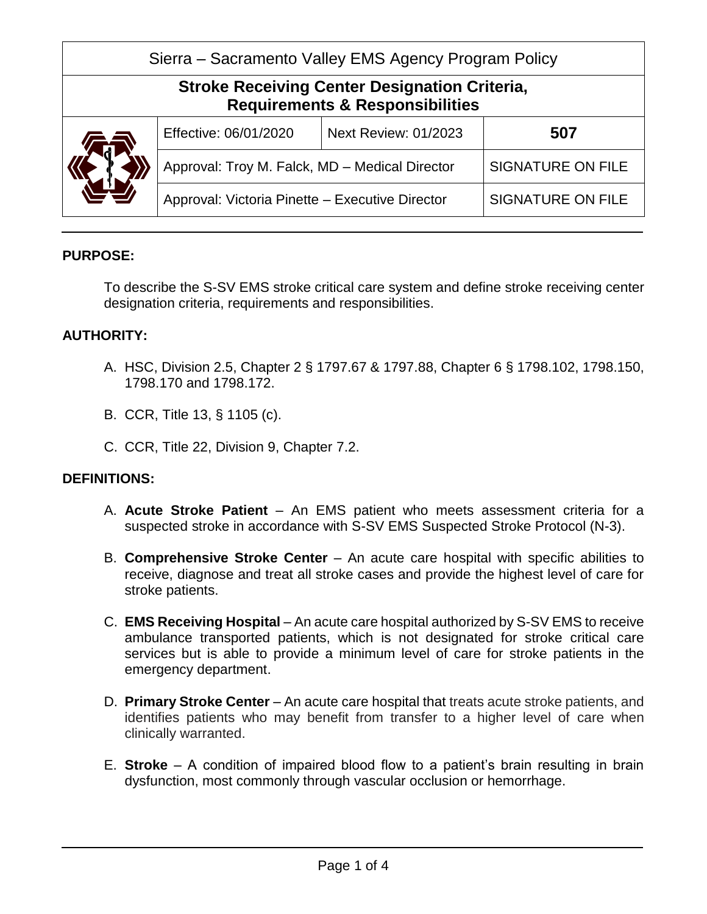| Sierra – Sacramento Valley EMS Agency Program Policy | | | |
|---|---|---|---|
| **Stroke Receiving Center Designation Criteria, Requirements & Responsibilities** | | | |
| | Effective: 06/01/2020 | Next Review: 01/2023 | **507** |
| | Approval: Troy M. Falck, MD – Medical Director | | SIGNATURE ON FILE |
| | Approval: Victoria Pinette – Executive Director | | SIGNATURE ON FILE |

## PURPOSE:

To describe the S-SV EMS stroke critical care system and define stroke receiving center designation criteria, requirements and responsibilities.

## AUTHORITY:

A. HSC, Division 2.5, Chapter 2 § 1797.67 & 1797.88, Chapter 6 § 1798.102, 1798.150, 1798.170 and 1798.172.

B. CCR, Title 13, § 1105 (c).

C. CCR, Title 22, Division 9, Chapter 7.2.

## DEFINITIONS:

A. **Acute Stroke Patient** – An EMS patient who meets assessment criteria for a suspected stroke in accordance with S-SV EMS Suspected Stroke Protocol (N-3).

B. **Comprehensive Stroke Center** – An acute care hospital with specific abilities to receive, diagnose and treat all stroke cases and provide the highest level of care for stroke patients.

C. **EMS Receiving Hospital** – An acute care hospital authorized by S-SV EMS to receive ambulance transported patients, which is not designated for stroke critical care services but is able to provide a minimum level of care for stroke patients in the emergency department.

D. **Primary Stroke Center** – An acute care hospital that treats acute stroke patients, and identifies patients who may benefit from transfer to a higher level of care when clinically warranted.

E. **Stroke** – A condition of impaired blood flow to a patient's brain resulting in brain dysfunction, most commonly through vascular occlusion or hemorrhage.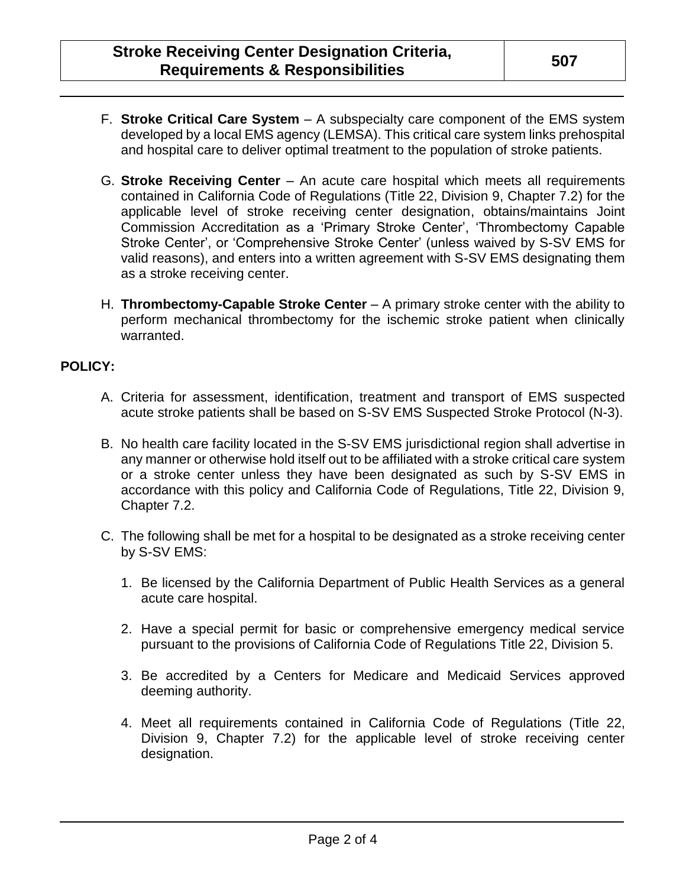F. **Stroke Critical Care System** – A subspecialty care component of the EMS system developed by a local EMS agency (LEMSA). This critical care system links prehospital and hospital care to deliver optimal treatment to the population of stroke patients.

G. **Stroke Receiving Center** – An acute care hospital which meets all requirements contained in California Code of Regulations (Title 22, Division 9, Chapter 7.2) for the applicable level of stroke receiving center designation, obtains/maintains Joint Commission Accreditation as a 'Primary Stroke Center', 'Thrombectomy Capable Stroke Center', or 'Comprehensive Stroke Center' (unless waived by S-SV EMS for valid reasons), and enters into a written agreement with S-SV EMS designating them as a stroke receiving center.

H. **Thrombectomy-Capable Stroke Center** – A primary stroke center with the ability to perform mechanical thrombectomy for the ischemic stroke patient when clinically warranted.

**POLICY:**

A. Criteria for assessment, identification, treatment and transport of EMS suspected acute stroke patients shall be based on S-SV EMS Suspected Stroke Protocol (N-3).

B. No health care facility located in the S-SV EMS jurisdictional region shall advertise in any manner or otherwise hold itself out to be affiliated with a stroke critical care system or a stroke center unless they have been designated as such by S-SV EMS in accordance with this policy and California Code of Regulations, Title 22, Division 9, Chapter 7.2.

C. The following shall be met for a hospital to be designated as a stroke receiving center by S-SV EMS:

   1. Be licensed by the California Department of Public Health Services as a general acute care hospital.

   2. Have a special permit for basic or comprehensive emergency medical service pursuant to the provisions of California Code of Regulations Title 22, Division 5.

   3. Be accredited by a Centers for Medicare and Medicaid Services approved deeming authority.

   4. Meet all requirements contained in California Code of Regulations (Title 22, Division 9, Chapter 7.2) for the applicable level of stroke receiving center designation.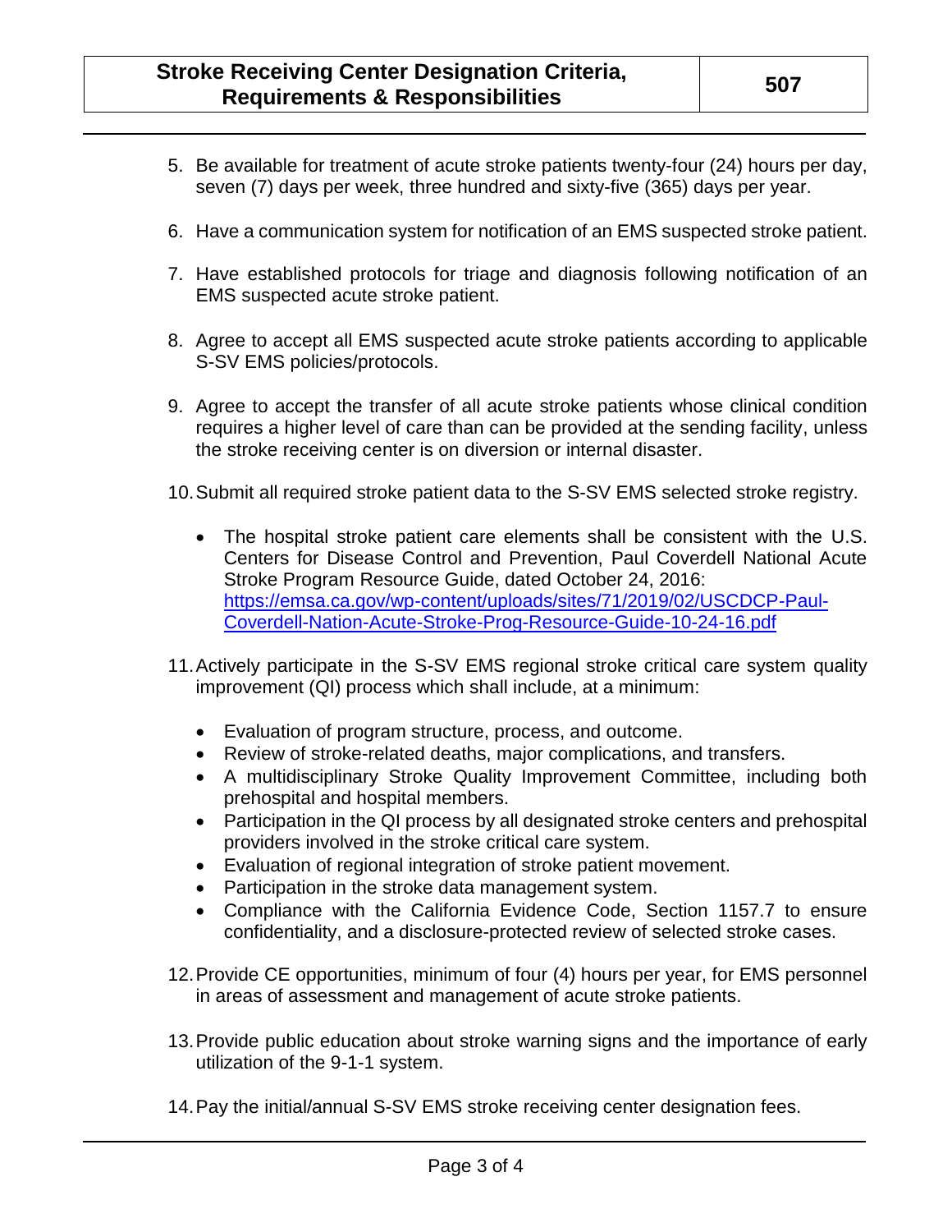5. Be available for treatment of acute stroke patients twenty-four (24) hours per day, seven (7) days per week, three hundred and sixty-five (365) days per year.

6. Have a communication system for notification of an EMS suspected stroke patient.

7. Have established protocols for triage and diagnosis following notification of an EMS suspected acute stroke patient.

8. Agree to accept all EMS suspected acute stroke patients according to applicable S-SV EMS policies/protocols.

9. Agree to accept the transfer of all acute stroke patients whose clinical condition requires a higher level of care than can be provided at the sending facility, unless the stroke receiving center is on diversion or internal disaster.

10. Submit all required stroke patient data to the S-SV EMS selected stroke registry.

    - The hospital stroke patient care elements shall be consistent with the U.S. Centers for Disease Control and Prevention, Paul Coverdell National Acute Stroke Program Resource Guide, dated October 24, 2016: [https://emsa.ca.gov/wp-content/uploads/sites/71/2019/02/USCDCP-Paul-Coverdell-Nation-Acute-Stroke-Prog-Resource-Guide-10-24-16.pdf](https://emsa.ca.gov/wp-content/uploads/sites/71/2019/02/USCDCP-Paul-Coverdell-Nation-Acute-Stroke-Prog-Resource-Guide-10-24-16.pdf)

11. Actively participate in the S-SV EMS regional stroke critical care system quality improvement (QI) process which shall include, at a minimum:

    - Evaluation of program structure, process, and outcome.
    - Review of stroke-related deaths, major complications, and transfers.
    - A multidisciplinary Stroke Quality Improvement Committee, including both prehospital and hospital members.
    - Participation in the QI process by all designated stroke centers and prehospital providers involved in the stroke critical care system.
    - Evaluation of regional integration of stroke patient movement.
    - Participation in the stroke data management system.
    - Compliance with the California Evidence Code, Section 1157.7 to ensure confidentiality, and a disclosure-protected review of selected stroke cases.

12. Provide CE opportunities, minimum of four (4) hours per year, for EMS personnel in areas of assessment and management of acute stroke patients.

13. Provide public education about stroke warning signs and the importance of early utilization of the 9-1-1 system.

14. Pay the initial/annual S-SV EMS stroke receiving center designation fees.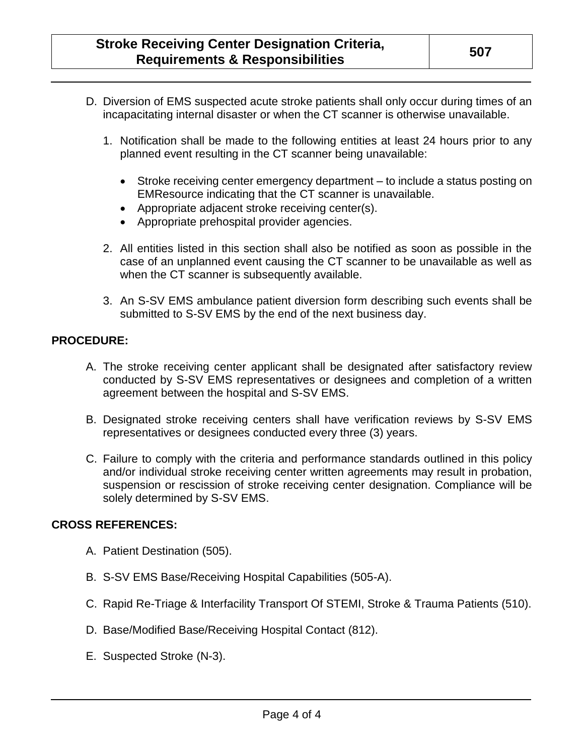D. Diversion of EMS suspected acute stroke patients shall only occur during times of an incapacitating internal disaster or when the CT scanner is otherwise unavailable.

   1. Notification shall be made to the following entities at least 24 hours prior to any planned event resulting in the CT scanner being unavailable:

      - Stroke receiving center emergency department – to include a status posting on EMResource indicating that the CT scanner is unavailable.
      - Appropriate adjacent stroke receiving center(s).
      - Appropriate prehospital provider agencies.

   2. All entities listed in this section shall also be notified as soon as possible in the case of an unplanned event causing the CT scanner to be unavailable as well as when the CT scanner is subsequently available.

   3. An S-SV EMS ambulance patient diversion form describing such events shall be submitted to S-SV EMS by the end of the next business day.

**PROCEDURE:**

A. The stroke receiving center applicant shall be designated after satisfactory review conducted by S-SV EMS representatives or designees and completion of a written agreement between the hospital and S-SV EMS.

B. Designated stroke receiving centers shall have verification reviews by S-SV EMS representatives or designees conducted every three (3) years.

C. Failure to comply with the criteria and performance standards outlined in this policy and/or individual stroke receiving center written agreements may result in probation, suspension or rescission of stroke receiving center designation. Compliance will be solely determined by S-SV EMS.

**CROSS REFERENCES:**

A. Patient Destination (505).

B. S-SV EMS Base/Receiving Hospital Capabilities (505-A).

C. Rapid Re-Triage & Interfacility Transport Of STEMI, Stroke & Trauma Patients (510).

D. Base/Modified Base/Receiving Hospital Contact (812).

E. Suspected Stroke (N-3).